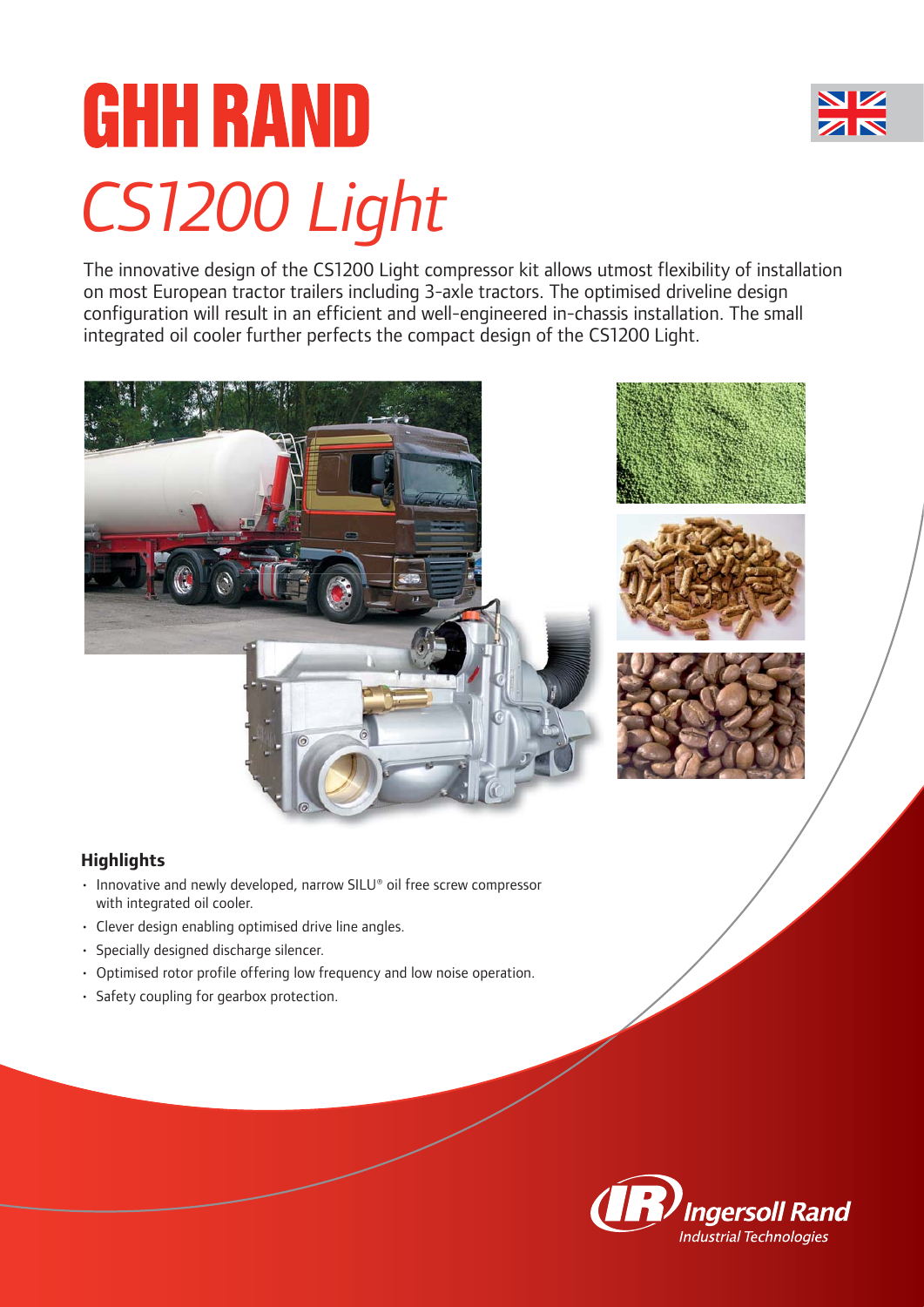# GHH RAND

## *CS1200 Light*

The innovative design of the CS1200 Light compressor kit allows utmost flexibility of installation on most European tractor trailers including 3-axle tractors. The optimised driveline design configuration will result in an efficient and well-engineered in-chassis installation. The small integrated oil cooler further perfects the compact design of the CS1200 Light.

### Highlights

- Innovative and newly developed, narrow SILU® oil free screw compressor with integrated oil cooler.
- Clever design enabling optimised drive line angles.
- Specially designed discharge silencer.
- Optimised rotor profile offering low frequency and low noise operation.
- Safety coupling for gearbox protection.

Ingersoll Rand
Industrial Technologies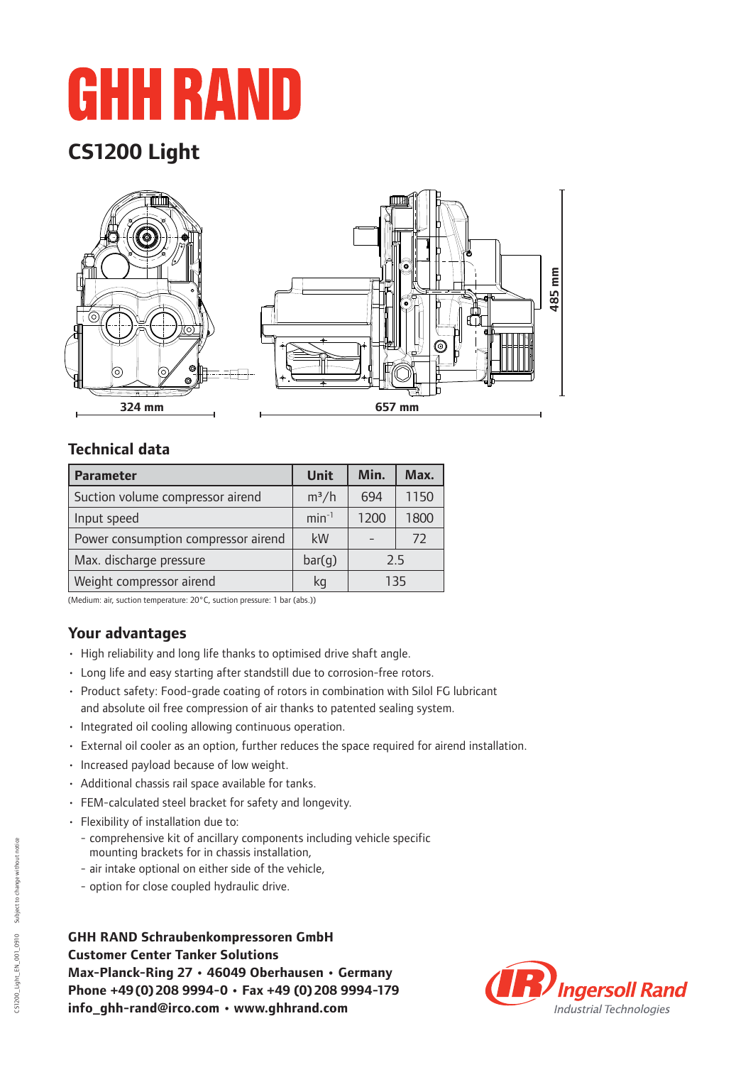# GHH RAND

## CS1200 Light

324 mm

657 mm

485 mm

### Technical data

| Parameter | Unit | Min. | Max. |
|---|---|---|---|
| Suction volume compressor airend | $m^3/h$ | 694 | 1150 |
| Input speed | $min^{-1}$ | 1200 | 1800 |
| Power consumption compressor airend | kW | - | 72 |
| Max. discharge pressure | bar(g) | 2.5 | |
| Weight compressor airend | kg | 135 | |

(Medium: air, suction temperature: 20°C, suction pressure: 1 bar (abs.))

### Your advantages

- High reliability and long life thanks to optimised drive shaft angle.
- Long life and easy starting after standstill due to corrosion-free rotors.
- Product safety: Food-grade coating of rotors in combination with Silol FG lubricant and absolute oil free compression of air thanks to patented sealing system.
- Integrated oil cooling allowing continuous operation.
- External oil cooler as an option, further reduces the space required for airend installation.
- Increased payload because of low weight.
- Additional chassis rail space available for tanks.
- FEM-calculated steel bracket for safety and longevity.
- Flexibility of installation due to:
  - comprehensive kit of ancillary components including vehicle specific mounting brackets for in chassis installation,
  - air intake optional on either side of the vehicle,
  - option for close coupled hydraulic drive.

**GHH RAND Schraubenkompressoren GmbH**
**Customer Center Tanker Solutions**
**Max-Planck-Ring 27 • 46049 Oberhausen • Germany**
**Phone +49 (0) 208 9994-0 • Fax +49 (0) 208 9994-179**
**info_ghh-rand@irco.com • www.ghhrand.com**

Ingersoll Rand
Industrial Technologies

CS1200_Light_EN_001_0910 Subject to change without notice